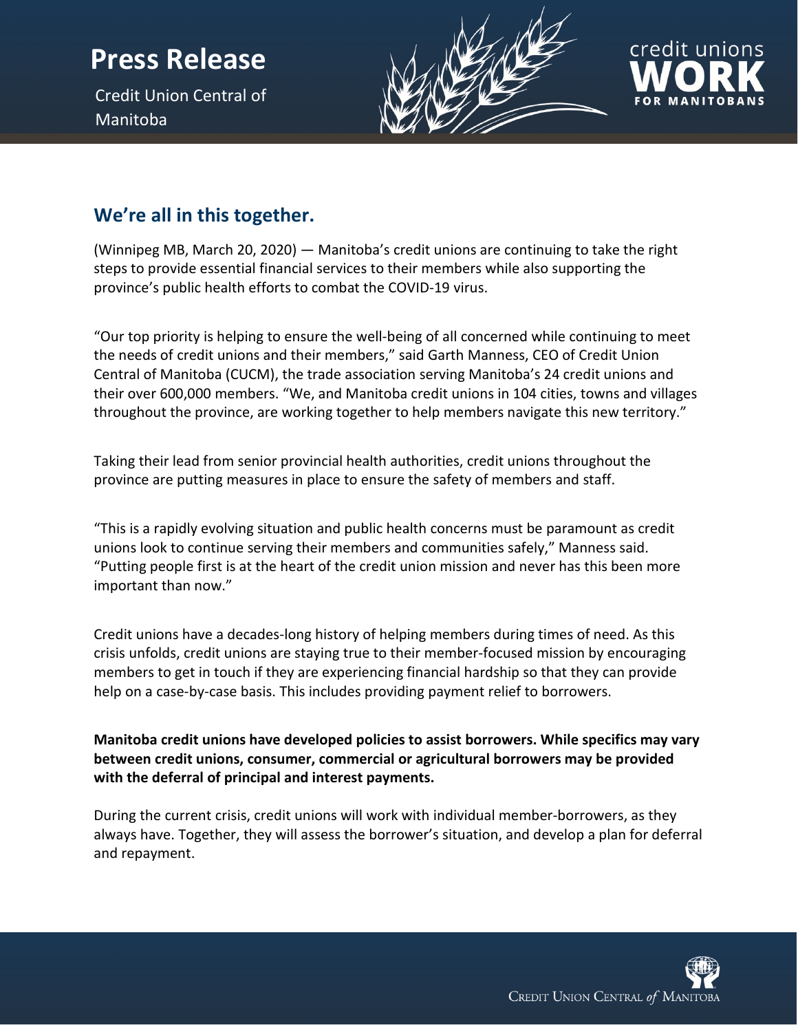# Press Release

Credit Union Central of Manitoba

credit unions **WORK** FOR MANITOBANS

## We're all in this together.

(Winnipeg MB, March 20, 2020) — Manitoba's credit unions are continuing to take the right steps to provide essential financial services to their members while also supporting the province's public health efforts to combat the COVID-19 virus.

"Our top priority is helping to ensure the well-being of all concerned while continuing to meet the needs of credit unions and their members," said Garth Manness, CEO of Credit Union Central of Manitoba (CUCM), the trade association serving Manitoba's 24 credit unions and their over 600,000 members. "We, and Manitoba credit unions in 104 cities, towns and villages throughout the province, are working together to help members navigate this new territory."

Taking their lead from senior provincial health authorities, credit unions throughout the province are putting measures in place to ensure the safety of members and staff.

"This is a rapidly evolving situation and public health concerns must be paramount as credit unions look to continue serving their members and communities safely," Manness said. "Putting people first is at the heart of the credit union mission and never has this been more important than now."

Credit unions have a decades-long history of helping members during times of need. As this crisis unfolds, credit unions are staying true to their member-focused mission by encouraging members to get in touch if they are experiencing financial hardship so that they can provide help on a case-by-case basis. This includes providing payment relief to borrowers.

**Manitoba credit unions have developed policies to assist borrowers. While specifics may vary between credit unions, consumer, commercial or agricultural borrowers may be provided with the deferral of principal and interest payments.**

During the current crisis, credit unions will work with individual member-borrowers, as they always have. Together, they will assess the borrower's situation, and develop a plan for deferral and repayment.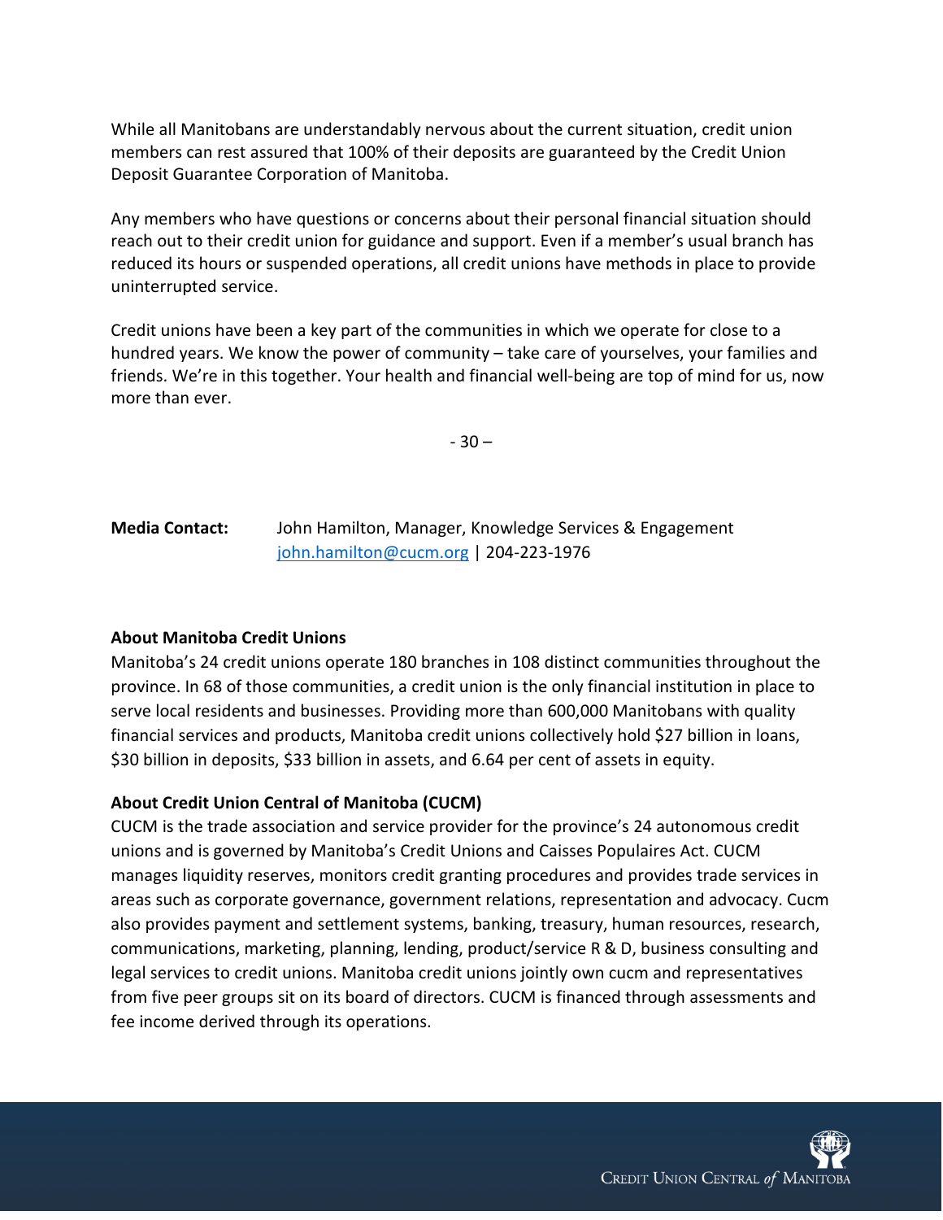While all Manitobans are understandably nervous about the current situation, credit union members can rest assured that 100% of their deposits are guaranteed by the Credit Union Deposit Guarantee Corporation of Manitoba.

Any members who have questions or concerns about their personal financial situation should reach out to their credit union for guidance and support. Even if a member's usual branch has reduced its hours or suspended operations, all credit unions have methods in place to provide uninterrupted service.

Credit unions have been a key part of the communities in which we operate for close to a hundred years. We know the power of community – take care of yourselves, your families and friends. We're in this together. Your health and financial well-being are top of mind for us, now more than ever.

- 30 –

**Media Contact:** John Hamilton, Manager, Knowledge Services & Engagement
john.hamilton@cucm.org | 204-223-1976

**About Manitoba Credit Unions**
Manitoba's 24 credit unions operate 180 branches in 108 distinct communities throughout the province. In 68 of those communities, a credit union is the only financial institution in place to serve local residents and businesses. Providing more than 600,000 Manitobans with quality financial services and products, Manitoba credit unions collectively hold $27 billion in loans, $30 billion in deposits, $33 billion in assets, and 6.64 per cent of assets in equity.

**About Credit Union Central of Manitoba (CUCM)**
CUCM is the trade association and service provider for the province's 24 autonomous credit unions and is governed by Manitoba's Credit Unions and Caisses Populaires Act. CUCM manages liquidity reserves, monitors credit granting procedures and provides trade services in areas such as corporate governance, government relations, representation and advocacy. Cucm also provides payment and settlement systems, banking, treasury, human resources, research, communications, marketing, planning, lending, product/service R & D, business consulting and legal services to credit unions. Manitoba credit unions jointly own cucm and representatives from five peer groups sit on its board of directors. CUCM is financed through assessments and fee income derived through its operations.

Credit Union Central of Manitoba